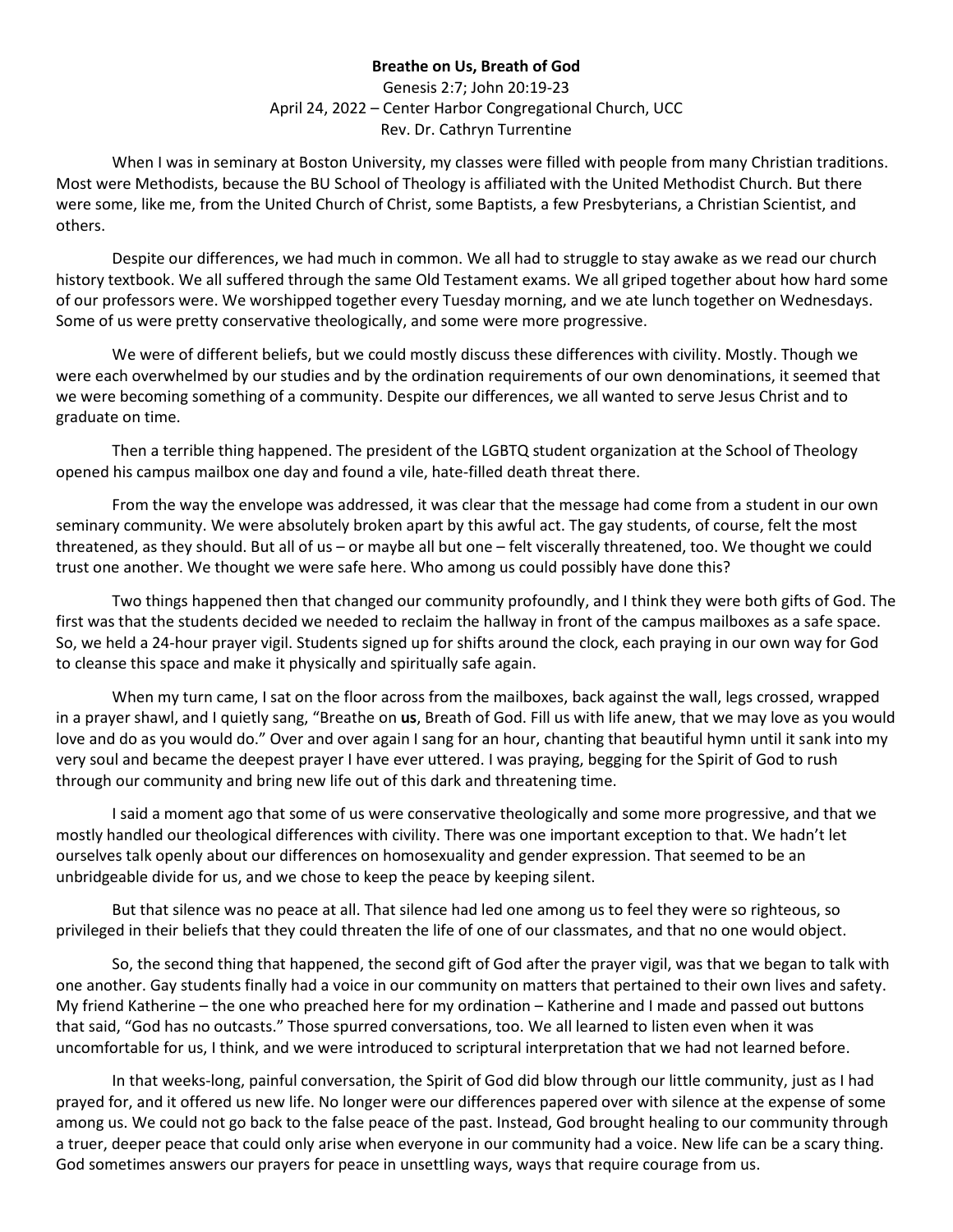# Breathe on Us, Breath of God

Genesis 2:7; John 20:19-23
April 24, 2022 – Center Harbor Congregational Church, UCC
Rev. Dr. Cathryn Turrentine

When I was in seminary at Boston University, my classes were filled with people from many Christian traditions. Most were Methodists, because the BU School of Theology is affiliated with the United Methodist Church. But there were some, like me, from the United Church of Christ, some Baptists, a few Presbyterians, a Christian Scientist, and others.

Despite our differences, we had much in common. We all had to struggle to stay awake as we read our church history textbook. We all suffered through the same Old Testament exams. We all griped together about how hard some of our professors were. We worshipped together every Tuesday morning, and we ate lunch together on Wednesdays. Some of us were pretty conservative theologically, and some were more progressive.

We were of different beliefs, but we could mostly discuss these differences with civility. Mostly. Though we were each overwhelmed by our studies and by the ordination requirements of our own denominations, it seemed that we were becoming something of a community. Despite our differences, we all wanted to serve Jesus Christ and to graduate on time.

Then a terrible thing happened. The president of the LGBTQ student organization at the School of Theology opened his campus mailbox one day and found a vile, hate-filled death threat there.

From the way the envelope was addressed, it was clear that the message had come from a student in our own seminary community. We were absolutely broken apart by this awful act. The gay students, of course, felt the most threatened, as they should. But all of us – or maybe all but one – felt viscerally threatened, too. We thought we could trust one another. We thought we were safe here. Who among us could possibly have done this?

Two things happened then that changed our community profoundly, and I think they were both gifts of God. The first was that the students decided we needed to reclaim the hallway in front of the campus mailboxes as a safe space. So, we held a 24-hour prayer vigil. Students signed up for shifts around the clock, each praying in our own way for God to cleanse this space and make it physically and spiritually safe again.

When my turn came, I sat on the floor across from the mailboxes, back against the wall, legs crossed, wrapped in a prayer shawl, and I quietly sang, "Breathe on **us**, Breath of God. Fill us with life anew, that we may love as you would love and do as you would do." Over and over again I sang for an hour, chanting that beautiful hymn until it sank into my very soul and became the deepest prayer I have ever uttered. I was praying, begging for the Spirit of God to rush through our community and bring new life out of this dark and threatening time.

I said a moment ago that some of us were conservative theologically and some more progressive, and that we mostly handled our theological differences with civility. There was one important exception to that. We hadn't let ourselves talk openly about our differences on homosexuality and gender expression. That seemed to be an unbridgeable divide for us, and we chose to keep the peace by keeping silent.

But that silence was no peace at all. That silence had led one among us to feel they were so righteous, so privileged in their beliefs that they could threaten the life of one of our classmates, and that no one would object.

So, the second thing that happened, the second gift of God after the prayer vigil, was that we began to talk with one another. Gay students finally had a voice in our community on matters that pertained to their own lives and safety. My friend Katherine – the one who preached here for my ordination – Katherine and I made and passed out buttons that said, "God has no outcasts." Those spurred conversations, too. We all learned to listen even when it was uncomfortable for us, I think, and we were introduced to scriptural interpretation that we had not learned before.

In that weeks-long, painful conversation, the Spirit of God did blow through our little community, just as I had prayed for, and it offered us new life. No longer were our differences papered over with silence at the expense of some among us. We could not go back to the false peace of the past. Instead, God brought healing to our community through a truer, deeper peace that could only arise when everyone in our community had a voice. New life can be a scary thing. God sometimes answers our prayers for peace in unsettling ways, ways that require courage from us.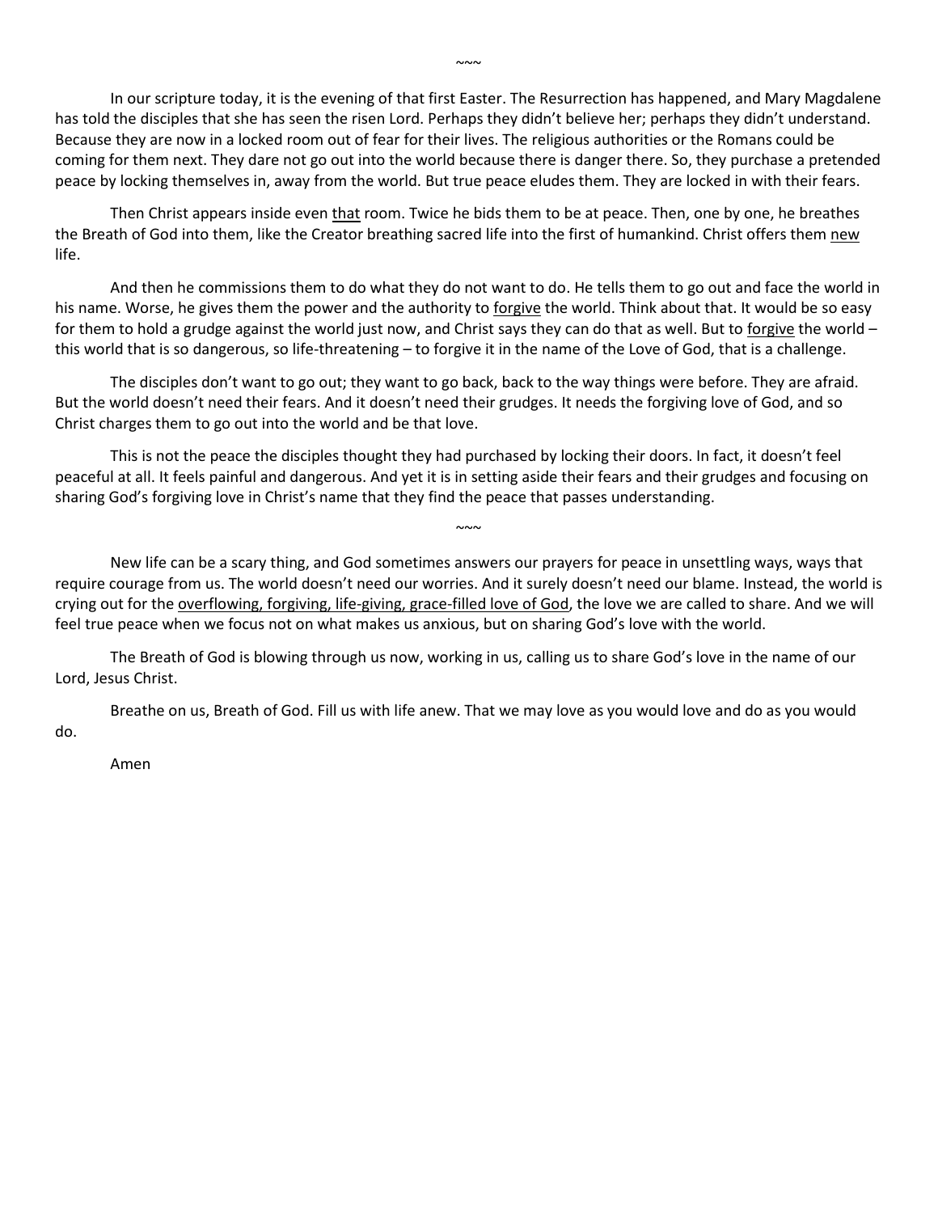~~~

In our scripture today, it is the evening of that first Easter. The Resurrection has happened, and Mary Magdalene has told the disciples that she has seen the risen Lord. Perhaps they didn't believe her; perhaps they didn't understand. Because they are now in a locked room out of fear for their lives. The religious authorities or the Romans could be coming for them next. They dare not go out into the world because there is danger there. So, they purchase a pretended peace by locking themselves in, away from the world. But true peace eludes them. They are locked in with their fears.

Then Christ appears inside even <u>that</u> room. Twice he bids them to be at peace. Then, one by one, he breathes the Breath of God into them, like the Creator breathing sacred life into the first of humankind. Christ offers them <u>new</u> life.

And then he commissions them to do what they do not want to do. He tells them to go out and face the world in his name. Worse, he gives them the power and the authority to <u>forgive</u> the world. Think about that. It would be so easy for them to hold a grudge against the world just now, and Christ says they can do that as well. But to <u>forgive</u> the world – this world that is so dangerous, so life-threatening – to forgive it in the name of the Love of God, that is a challenge.

The disciples don't want to go out; they want to go back, back to the way things were before. They are afraid. But the world doesn't need their fears. And it doesn't need their grudges. It needs the forgiving love of God, and so Christ charges them to go out into the world and be that love.

This is not the peace the disciples thought they had purchased by locking their doors. In fact, it doesn't feel peaceful at all. It feels painful and dangerous. And yet it is in setting aside their fears and their grudges and focusing on sharing God's forgiving love in Christ's name that they find the peace that passes understanding.

~~~

New life can be a scary thing, and God sometimes answers our prayers for peace in unsettling ways, ways that require courage from us. The world doesn't need our worries. And it surely doesn't need our blame. Instead, the world is crying out for the <u>overflowing, forgiving, life-giving, grace-filled love of God</u>, the love we are called to share. And we will feel true peace when we focus not on what makes us anxious, but on sharing God's love with the world.

The Breath of God is blowing through us now, working in us, calling us to share God's love in the name of our Lord, Jesus Christ.

Breathe on us, Breath of God. Fill us with life anew. That we may love as you would love and do as you would do.

Amen